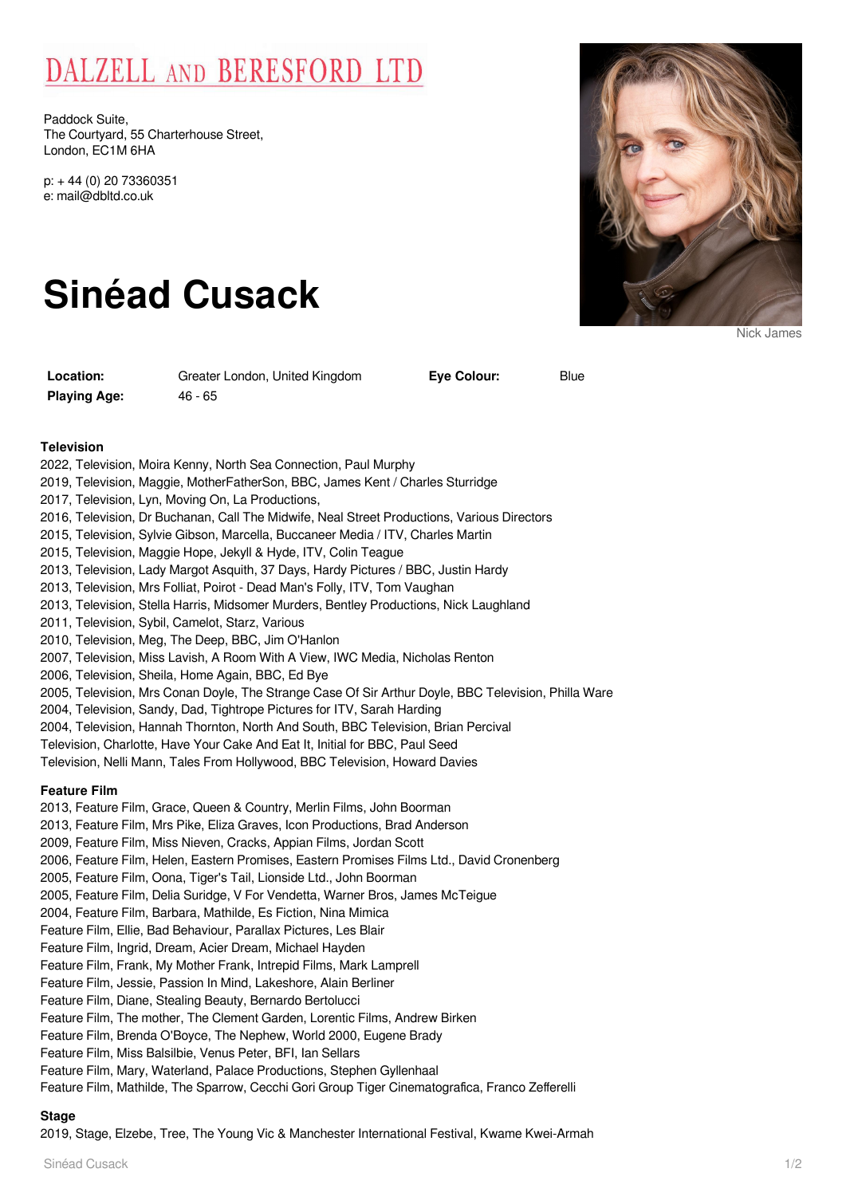# DALZELL AND BERESFORD LTD

Paddock Suite,
The Courtyard, 55 Charterhouse Street,
London, EC1M 6HA

p: + 44 (0) 20 73360351
e: mail@dbltd.co.uk

# Sinéad Cusack

Nick James

| | | | |
|---|---|---|---|
| **Location:** | Greater London, United Kingdom | **Eye Colour:** | Blue |
| **Playing Age:** | 46 - 65 | | |

### Television

2022, Television, Moira Kenny, North Sea Connection, Paul Murphy
2019, Television, Maggie, MotherFatherSon, BBC, James Kent / Charles Sturridge
2017, Television, Lyn, Moving On, La Productions,
2016, Television, Dr Buchanan, Call The Midwife, Neal Street Productions, Various Directors
2015, Television, Sylvie Gibson, Marcella, Buccaneer Media / ITV, Charles Martin
2015, Television, Maggie Hope, Jekyll & Hyde, ITV, Colin Teague
2013, Television, Lady Margot Asquith, 37 Days, Hardy Pictures / BBC, Justin Hardy
2013, Television, Mrs Folliat, Poirot - Dead Man's Folly, ITV, Tom Vaughan
2013, Television, Stella Harris, Midsomer Murders, Bentley Productions, Nick Laughland
2011, Television, Sybil, Camelot, Starz, Various
2010, Television, Meg, The Deep, BBC, Jim O'Hanlon
2007, Television, Miss Lavish, A Room With A View, IWC Media, Nicholas Renton
2006, Television, Sheila, Home Again, BBC, Ed Bye
2005, Television, Mrs Conan Doyle, The Strange Case Of Sir Arthur Doyle, BBC Television, Philla Ware
2004, Television, Sandy, Dad, Tightrope Pictures for ITV, Sarah Harding
2004, Television, Hannah Thornton, North And South, BBC Television, Brian Percival
Television, Charlotte, Have Your Cake And Eat It, Initial for BBC, Paul Seed
Television, Nelli Mann, Tales From Hollywood, BBC Television, Howard Davies

### Feature Film

2013, Feature Film, Grace, Queen & Country, Merlin Films, John Boorman
2013, Feature Film, Mrs Pike, Eliza Graves, Icon Productions, Brad Anderson
2009, Feature Film, Miss Nieven, Cracks, Appian Films, Jordan Scott
2006, Feature Film, Helen, Eastern Promises, Eastern Promises Films Ltd., David Cronenberg
2005, Feature Film, Oona, Tiger's Tail, Lionside Ltd., John Boorman
2005, Feature Film, Delia Suridge, V For Vendetta, Warner Bros, James McTeigue
2004, Feature Film, Barbara, Mathilde, Es Fiction, Nina Mimica
Feature Film, Ellie, Bad Behaviour, Parallax Pictures, Les Blair
Feature Film, Ingrid, Dream, Acier Dream, Michael Hayden
Feature Film, Frank, My Mother Frank, Intrepid Films, Mark Lamprell
Feature Film, Jessie, Passion In Mind, Lakeshore, Alain Berliner
Feature Film, Diane, Stealing Beauty, Bernardo Bertolucci
Feature Film, The mother, The Clement Garden, Lorentic Films, Andrew Birken
Feature Film, Brenda O'Boyce, The Nephew, World 2000, Eugene Brady
Feature Film, Miss Balsilbie, Venus Peter, BFI, Ian Sellars
Feature Film, Mary, Waterland, Palace Productions, Stephen Gyllenhaal
Feature Film, Mathilde, The Sparrow, Cecchi Gori Group Tiger Cinematografica, Franco Zefferelli

### Stage

2019, Stage, Elzebe, Tree, The Young Vic & Manchester International Festival, Kwame Kwei-Armah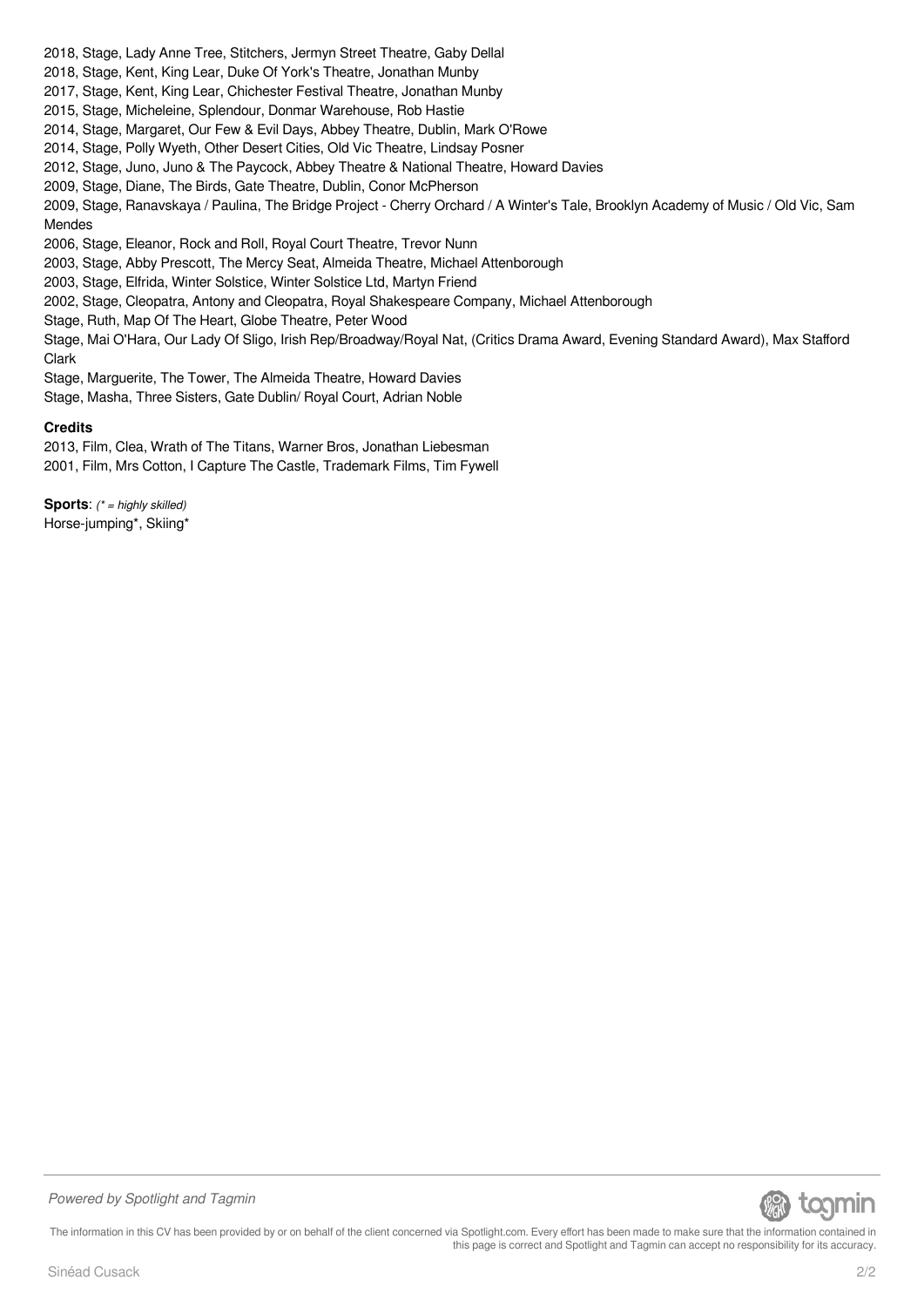2018, Stage, Lady Anne Tree, Stitchers, Jermyn Street Theatre, Gaby Dellal
2018, Stage, Kent, King Lear, Duke Of York's Theatre, Jonathan Munby
2017, Stage, Kent, King Lear, Chichester Festival Theatre, Jonathan Munby
2015, Stage, Micheleine, Splendour, Donmar Warehouse, Rob Hastie
2014, Stage, Margaret, Our Few & Evil Days, Abbey Theatre, Dublin, Mark O'Rowe
2014, Stage, Polly Wyeth, Other Desert Cities, Old Vic Theatre, Lindsay Posner
2012, Stage, Juno, Juno & The Paycock, Abbey Theatre & National Theatre, Howard Davies
2009, Stage, Diane, The Birds, Gate Theatre, Dublin, Conor McPherson
2009, Stage, Ranavskaya / Paulina, The Bridge Project - Cherry Orchard / A Winter's Tale, Brooklyn Academy of Music / Old Vic, Sam Mendes
2006, Stage, Eleanor, Rock and Roll, Royal Court Theatre, Trevor Nunn
2003, Stage, Abby Prescott, The Mercy Seat, Almeida Theatre, Michael Attenborough
2003, Stage, Elfrida, Winter Solstice, Winter Solstice Ltd, Martyn Friend
2002, Stage, Cleopatra, Antony and Cleopatra, Royal Shakespeare Company, Michael Attenborough
Stage, Ruth, Map Of The Heart, Globe Theatre, Peter Wood
Stage, Mai O'Hara, Our Lady Of Sligo, Irish Rep/Broadway/Royal Nat, (Critics Drama Award, Evening Standard Award), Max Stafford Clark
Stage, Marguerite, The Tower, The Almeida Theatre, Howard Davies
Stage, Masha, Three Sisters, Gate Dublin/ Royal Court, Adrian Noble

**Credits**

2013, Film, Clea, Wrath of The Titans, Warner Bros, Jonathan Liebesman
2001, Film, Mrs Cotton, I Capture The Castle, Trademark Films, Tim Fywell

**Sports**: *(* = highly skilled)*
Horse-jumping*, Skiing*

*Powered by Spotlight and Tagmin*

The information in this CV has been provided by or on behalf of the client concerned via Spotlight.com. Every effort has been made to make sure that the information contained in this page is correct and Spotlight and Tagmin can accept no responsibility for its accuracy.